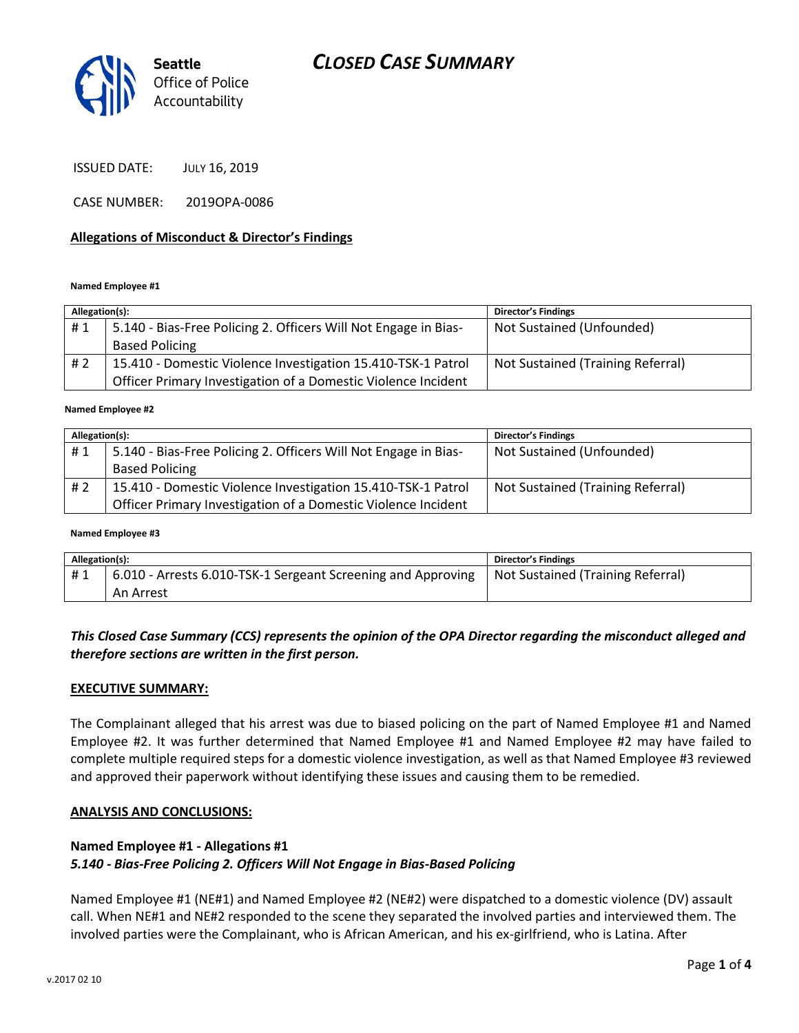Seattle Office of Police Accountability

# CLOSED CASE SUMMARY

ISSUED DATE: JULY 16, 2019

CASE NUMBER: 2019OPA-0086

## Allegations of Misconduct & Director's Findings

**Named Employee #1**

| Allegation(s): | | Director's Findings |
|---|---|---|
| # 1 | 5.140 - Bias-Free Policing 2. Officers Will Not Engage in Bias-Based Policing | Not Sustained (Unfounded) |
| # 2 | 15.410 - Domestic Violence Investigation 15.410-TSK-1 Patrol Officer Primary Investigation of a Domestic Violence Incident | Not Sustained (Training Referral) |

**Named Employee #2**

| Allegation(s): | | Director's Findings |
|---|---|---|
| # 1 | 5.140 - Bias-Free Policing 2. Officers Will Not Engage in Bias-Based Policing | Not Sustained (Unfounded) |
| # 2 | 15.410 - Domestic Violence Investigation 15.410-TSK-1 Patrol Officer Primary Investigation of a Domestic Violence Incident | Not Sustained (Training Referral) |

**Named Employee #3**

| Allegation(s): | | Director's Findings |
|---|---|---|
| # 1 | 6.010 - Arrests 6.010-TSK-1 Sergeant Screening and Approving An Arrest | Not Sustained (Training Referral) |

***This Closed Case Summary (CCS) represents the opinion of the OPA Director regarding the misconduct alleged and therefore sections are written in the first person.***

**EXECUTIVE SUMMARY:**

The Complainant alleged that his arrest was due to biased policing on the part of Named Employee #1 and Named Employee #2. It was further determined that Named Employee #1 and Named Employee #2 may have failed to complete multiple required steps for a domestic violence investigation, as well as that Named Employee #3 reviewed and approved their paperwork without identifying these issues and causing them to be remedied.

**ANALYSIS AND CONCLUSIONS:**

**Named Employee #1 - Allegations #1**
***5.140 - Bias-Free Policing 2. Officers Will Not Engage in Bias-Based Policing***

Named Employee #1 (NE#1) and Named Employee #2 (NE#2) were dispatched to a domestic violence (DV) assault call. When NE#1 and NE#2 responded to the scene they separated the involved parties and interviewed them. The involved parties were the Complainant, who is African American, and his ex-girlfriend, who is Latina. After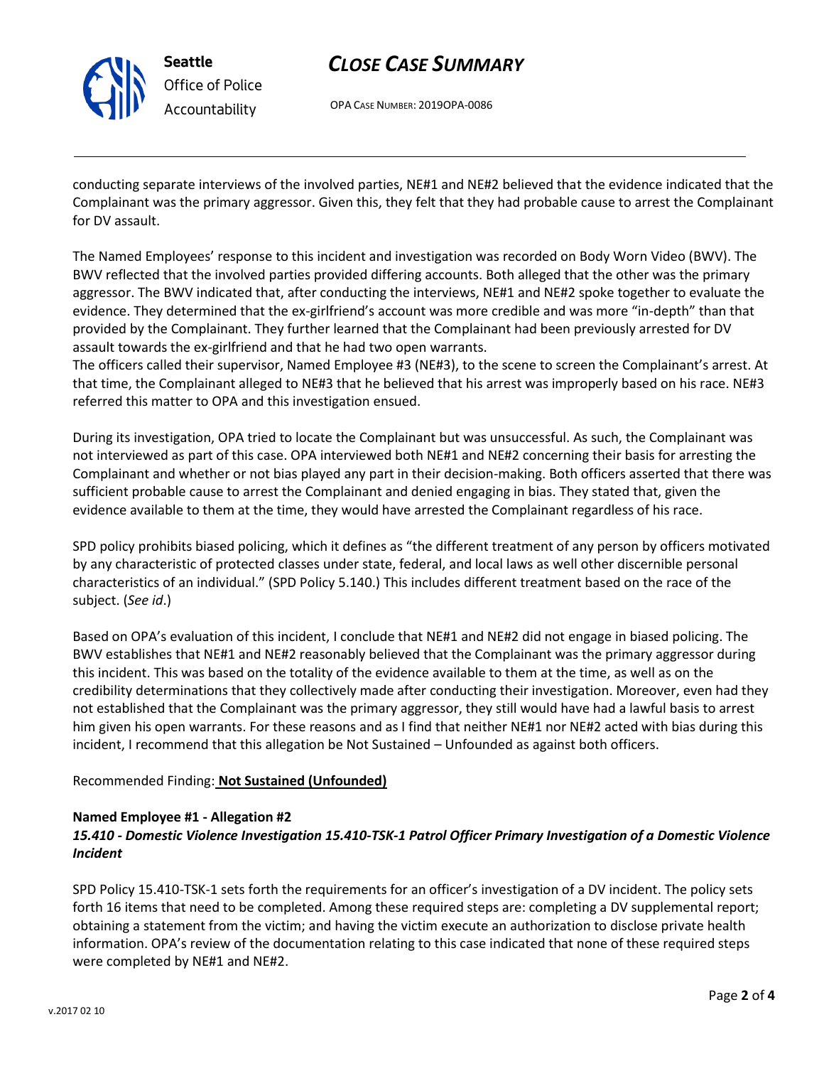conducting separate interviews of the involved parties, NE#1 and NE#2 believed that the evidence indicated that the Complainant was the primary aggressor. Given this, they felt that they had probable cause to arrest the Complainant for DV assault.

The Named Employees' response to this incident and investigation was recorded on Body Worn Video (BWV). The BWV reflected that the involved parties provided differing accounts. Both alleged that the other was the primary aggressor. The BWV indicated that, after conducting the interviews, NE#1 and NE#2 spoke together to evaluate the evidence. They determined that the ex-girlfriend's account was more credible and was more "in-depth" than that provided by the Complainant. They further learned that the Complainant had been previously arrested for DV assault towards the ex-girlfriend and that he had two open warrants.
The officers called their supervisor, Named Employee #3 (NE#3), to the scene to screen the Complainant's arrest. At that time, the Complainant alleged to NE#3 that he believed that his arrest was improperly based on his race. NE#3 referred this matter to OPA and this investigation ensued.

During its investigation, OPA tried to locate the Complainant but was unsuccessful. As such, the Complainant was not interviewed as part of this case. OPA interviewed both NE#1 and NE#2 concerning their basis for arresting the Complainant and whether or not bias played any part in their decision-making. Both officers asserted that there was sufficient probable cause to arrest the Complainant and denied engaging in bias. They stated that, given the evidence available to them at the time, they would have arrested the Complainant regardless of his race.

SPD policy prohibits biased policing, which it defines as "the different treatment of any person by officers motivated by any characteristic of protected classes under state, federal, and local laws as well other discernible personal characteristics of an individual." (SPD Policy 5.140.) This includes different treatment based on the race of the subject. (*See id*.)

Based on OPA's evaluation of this incident, I conclude that NE#1 and NE#2 did not engage in biased policing. The BWV establishes that NE#1 and NE#2 reasonably believed that the Complainant was the primary aggressor during this incident. This was based on the totality of the evidence available to them at the time, as well as on the credibility determinations that they collectively made after conducting their investigation. Moreover, even had they not established that the Complainant was the primary aggressor, they still would have had a lawful basis to arrest him given his open warrants. For these reasons and as I find that neither NE#1 nor NE#2 acted with bias during this incident, I recommend that this allegation be Not Sustained – Unfounded as against both officers.

Recommended Finding: **Not Sustained (Unfounded)**

**Named Employee #1 - Allegation #2**
***15.410 - Domestic Violence Investigation 15.410-TSK-1 Patrol Officer Primary Investigation of a Domestic Violence Incident***

SPD Policy 15.410-TSK-1 sets forth the requirements for an officer's investigation of a DV incident. The policy sets forth 16 items that need to be completed. Among these required steps are: completing a DV supplemental report; obtaining a statement from the victim; and having the victim execute an authorization to disclose private health information. OPA's review of the documentation relating to this case indicated that none of these required steps were completed by NE#1 and NE#2.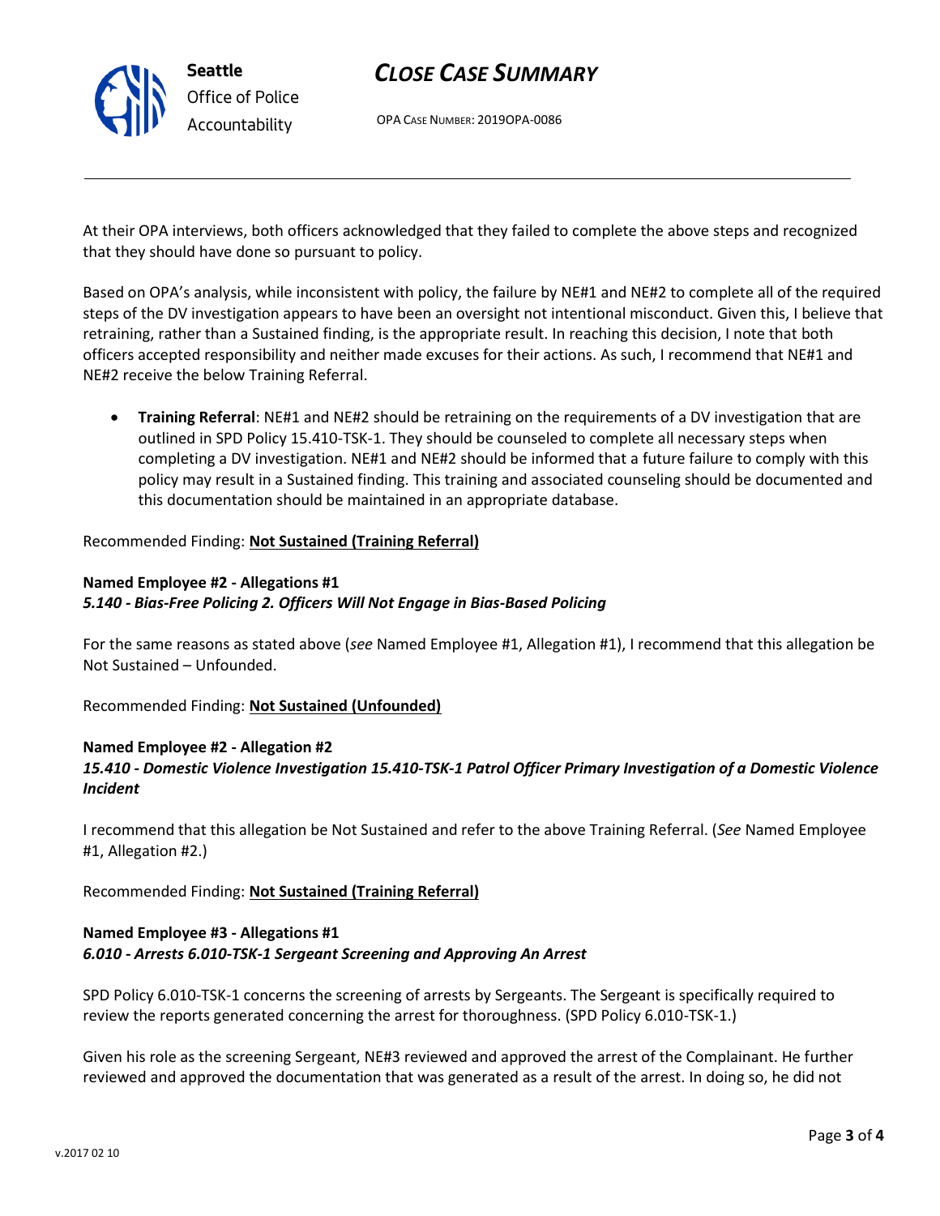At their OPA interviews, both officers acknowledged that they failed to complete the above steps and recognized that they should have done so pursuant to policy.

Based on OPA's analysis, while inconsistent with policy, the failure by NE#1 and NE#2 to complete all of the required steps of the DV investigation appears to have been an oversight not intentional misconduct. Given this, I believe that retraining, rather than a Sustained finding, is the appropriate result. In reaching this decision, I note that both officers accepted responsibility and neither made excuses for their actions. As such, I recommend that NE#1 and NE#2 receive the below Training Referral.

- **Training Referral**: NE#1 and NE#2 should be retraining on the requirements of a DV investigation that are outlined in SPD Policy 15.410-TSK-1. They should be counseled to complete all necessary steps when completing a DV investigation. NE#1 and NE#2 should be informed that a future failure to comply with this policy may result in a Sustained finding. This training and associated counseling should be documented and this documentation should be maintained in an appropriate database.

Recommended Finding: **Not Sustained (Training Referral)**

**Named Employee #2 - Allegations #1**
***5.140 - Bias-Free Policing 2. Officers Will Not Engage in Bias-Based Policing***

For the same reasons as stated above (*see* Named Employee #1, Allegation #1), I recommend that this allegation be Not Sustained – Unfounded.

Recommended Finding: **Not Sustained (Unfounded)**

**Named Employee #2 - Allegation #2**
***15.410 - Domestic Violence Investigation 15.410-TSK-1 Patrol Officer Primary Investigation of a Domestic Violence Incident***

I recommend that this allegation be Not Sustained and refer to the above Training Referral. (*See* Named Employee #1, Allegation #2.)

Recommended Finding: **Not Sustained (Training Referral)**

**Named Employee #3 - Allegations #1**
***6.010 - Arrests 6.010-TSK-1 Sergeant Screening and Approving An Arrest***

SPD Policy 6.010-TSK-1 concerns the screening of arrests by Sergeants. The Sergeant is specifically required to review the reports generated concerning the arrest for thoroughness. (SPD Policy 6.010-TSK-1.)

Given his role as the screening Sergeant, NE#3 reviewed and approved the arrest of the Complainant. He further reviewed and approved the documentation that was generated as a result of the arrest. In doing so, he did not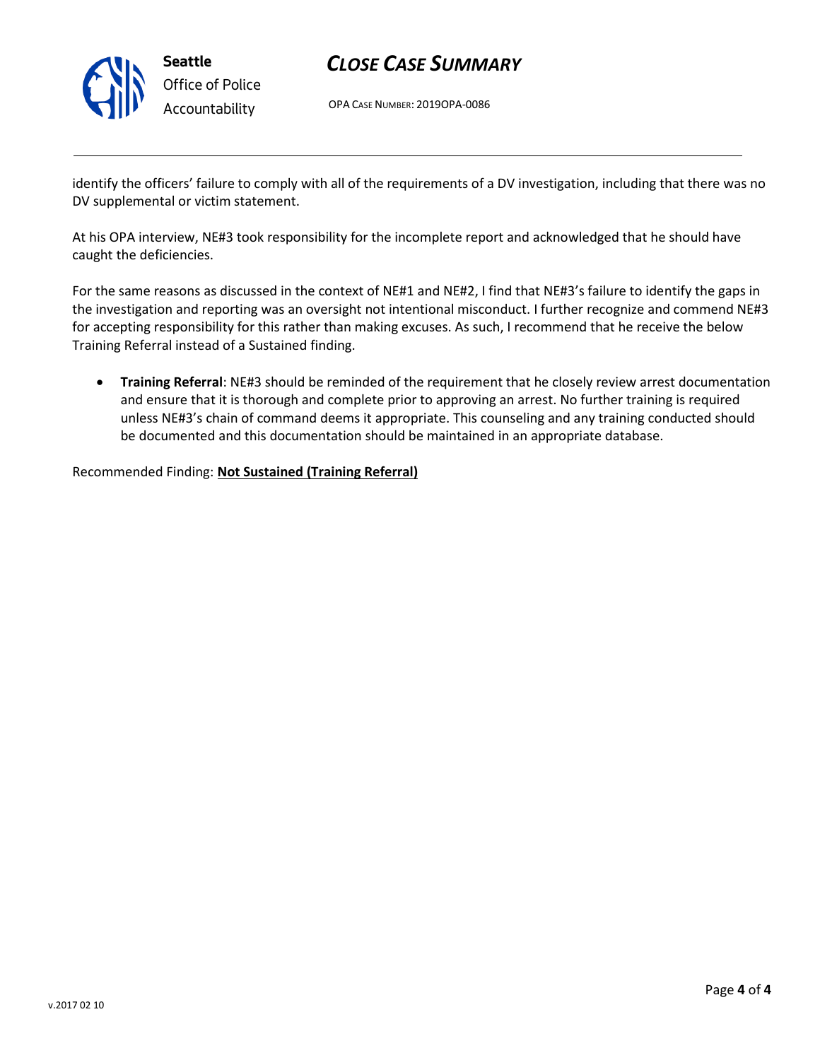identify the officers' failure to comply with all of the requirements of a DV investigation, including that there was no DV supplemental or victim statement.

At his OPA interview, NE#3 took responsibility for the incomplete report and acknowledged that he should have caught the deficiencies.

For the same reasons as discussed in the context of NE#1 and NE#2, I find that NE#3's failure to identify the gaps in the investigation and reporting was an oversight not intentional misconduct. I further recognize and commend NE#3 for accepting responsibility for this rather than making excuses. As such, I recommend that he receive the below Training Referral instead of a Sustained finding.

- **Training Referral**: NE#3 should be reminded of the requirement that he closely review arrest documentation and ensure that it is thorough and complete prior to approving an arrest. No further training is required unless NE#3's chain of command deems it appropriate. This counseling and any training conducted should be documented and this documentation should be maintained in an appropriate database.

Recommended Finding: **Not Sustained (Training Referral)**